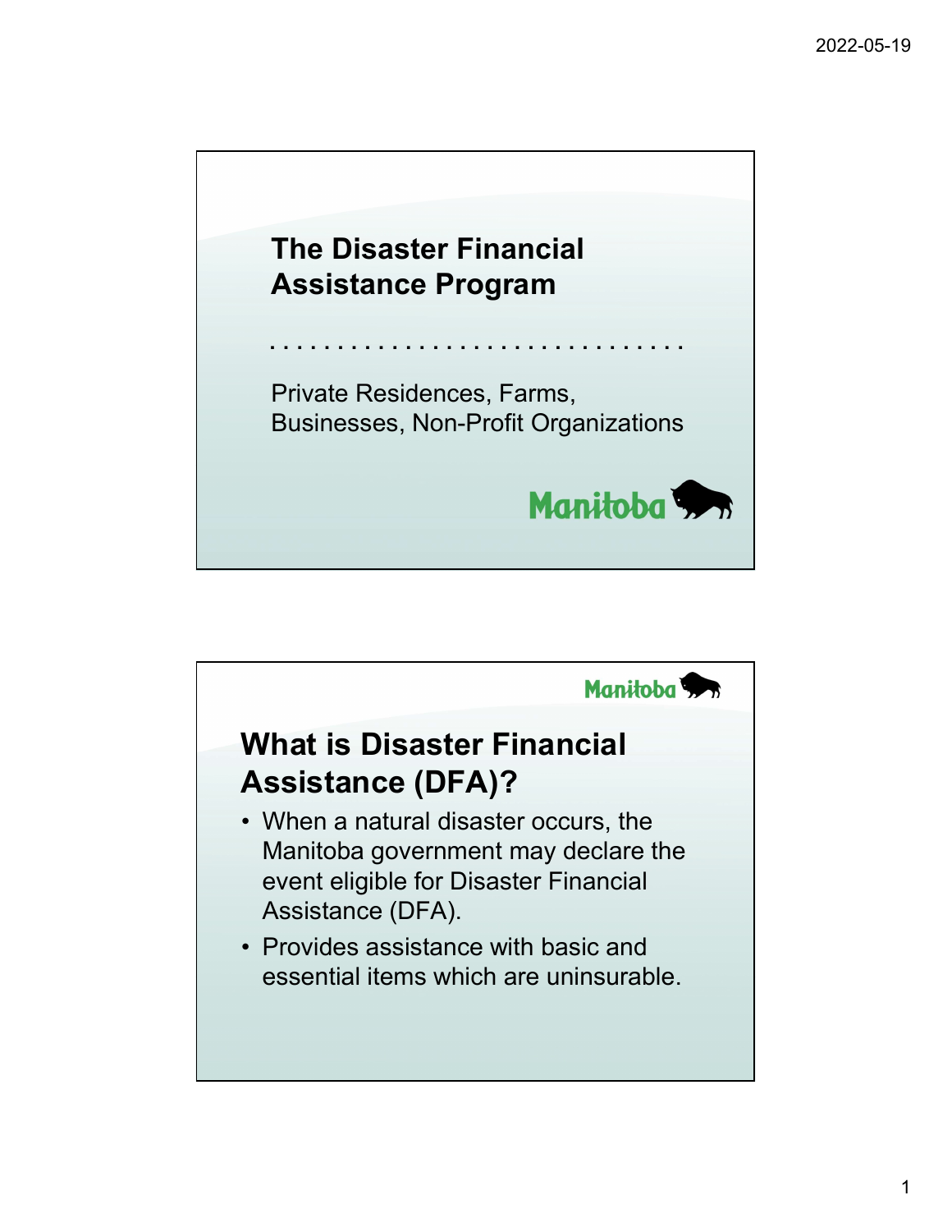# The Disaster Financial Assistance Program

Private Residences, Farms, Businesses, Non-Profit Organizations

Manitoba

---

Manitoba

## What is Disaster Financial Assistance (DFA)?

- When a natural disaster occurs, the Manitoba government may declare the event eligible for Disaster Financial Assistance (DFA).
- Provides assistance with basic and essential items which are uninsurable.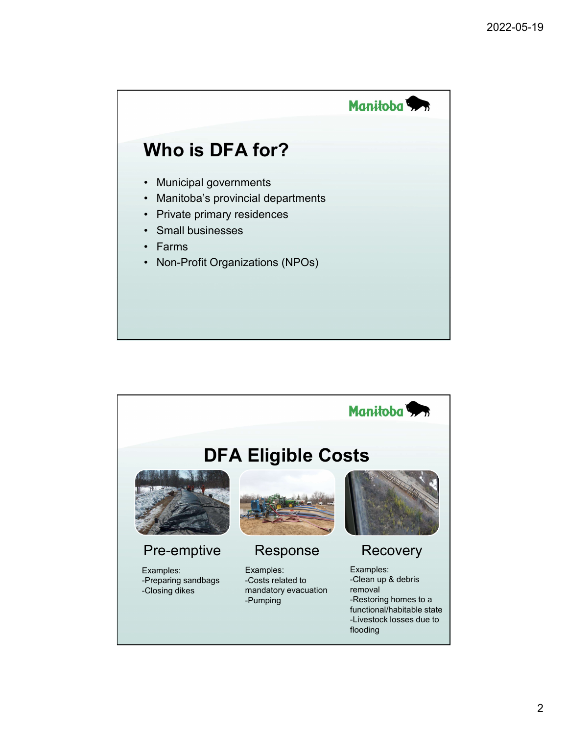# Who is DFA for?

- Municipal governments
- Manitoba's provincial departments
- Private primary residences
- Small businesses
- Farms
- Non-Profit Organizations (NPOs)

# DFA Eligible Costs

## Pre-emptive

Examples:
-Preparing sandbags
-Closing dikes

## Response

Examples:
-Costs related to mandatory evacuation
-Pumping

## Recovery

Examples:
-Clean up & debris removal
-Restoring homes to a functional/habitable state
-Livestock losses due to flooding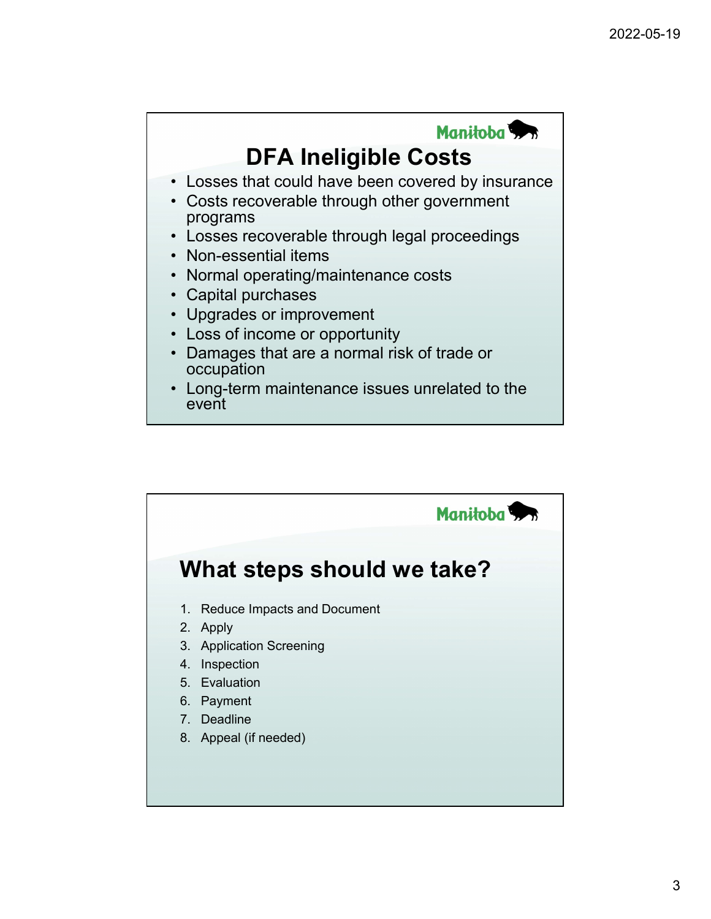## DFA Ineligible Costs

- Losses that could have been covered by insurance
- Costs recoverable through other government programs
- Losses recoverable through legal proceedings
- Non-essential items
- Normal operating/maintenance costs
- Capital purchases
- Upgrades or improvement
- Loss of income or opportunity
- Damages that are a normal risk of trade or occupation
- Long-term maintenance issues unrelated to the event

## What steps should we take?

1. Reduce Impacts and Document
2. Apply
3. Application Screening
4. Inspection
5. Evaluation
6. Payment
7. Deadline
8. Appeal (if needed)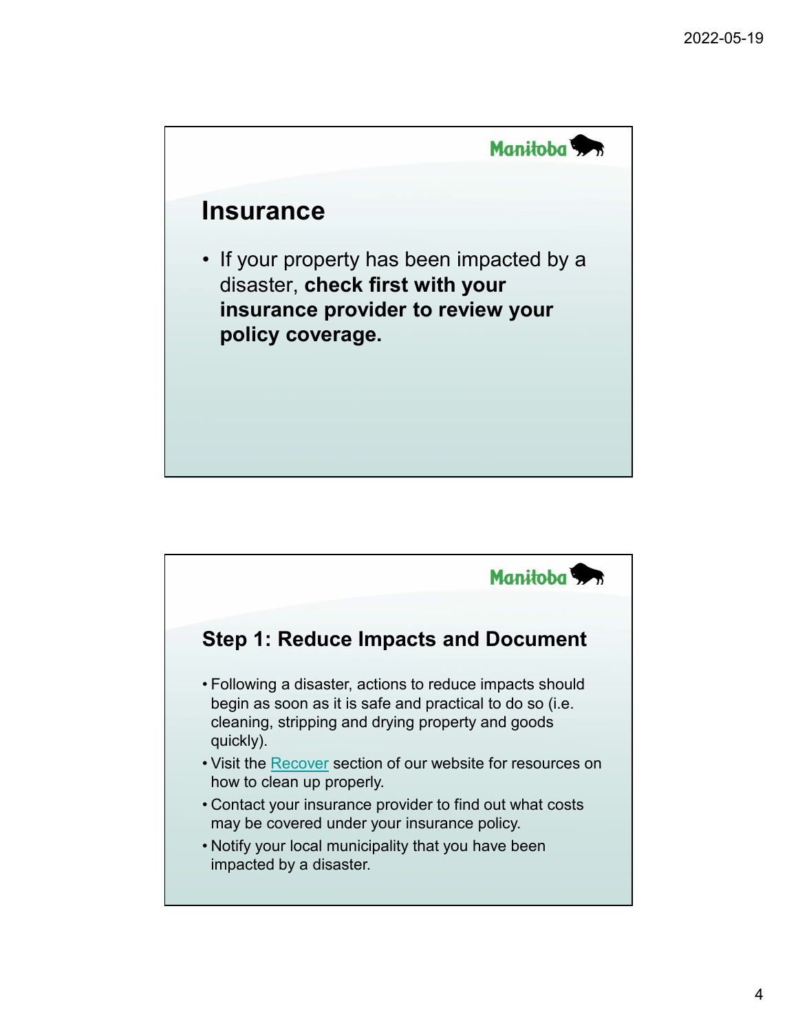## Insurance

- If your property has been impacted by a disaster, **check first with your insurance provider to review your policy coverage.**

## Step 1: Reduce Impacts and Document

- Following a disaster, actions to reduce impacts should begin as soon as it is safe and practical to do so (i.e. cleaning, stripping and drying property and goods quickly).
- Visit the Recover section of our website for resources on how to clean up properly.
- Contact your insurance provider to find out what costs may be covered under your insurance policy.
- Notify your local municipality that you have been impacted by a disaster.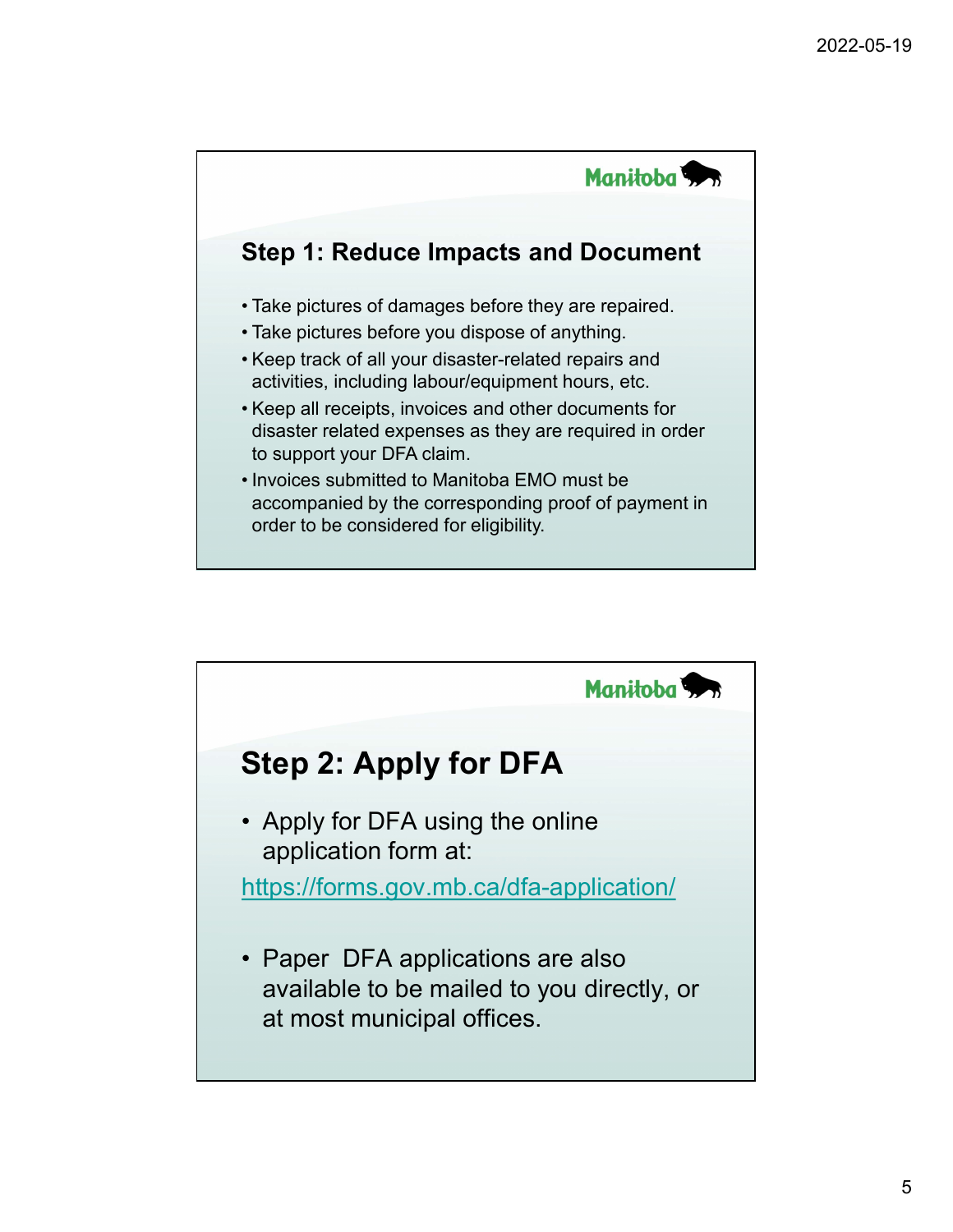## Step 1: Reduce Impacts and Document

- Take pictures of damages before they are repaired.
- Take pictures before you dispose of anything.
- Keep track of all your disaster-related repairs and activities, including labour/equipment hours, etc.
- Keep all receipts, invoices and other documents for disaster related expenses as they are required in order to support your DFA claim.
- Invoices submitted to Manitoba EMO must be accompanied by the corresponding proof of payment in order to be considered for eligibility.

## Step 2: Apply for DFA

- Apply for DFA using the online application form at:

https://forms.gov.mb.ca/dfa-application/

- Paper DFA applications are also available to be mailed to you directly, or at most municipal offices.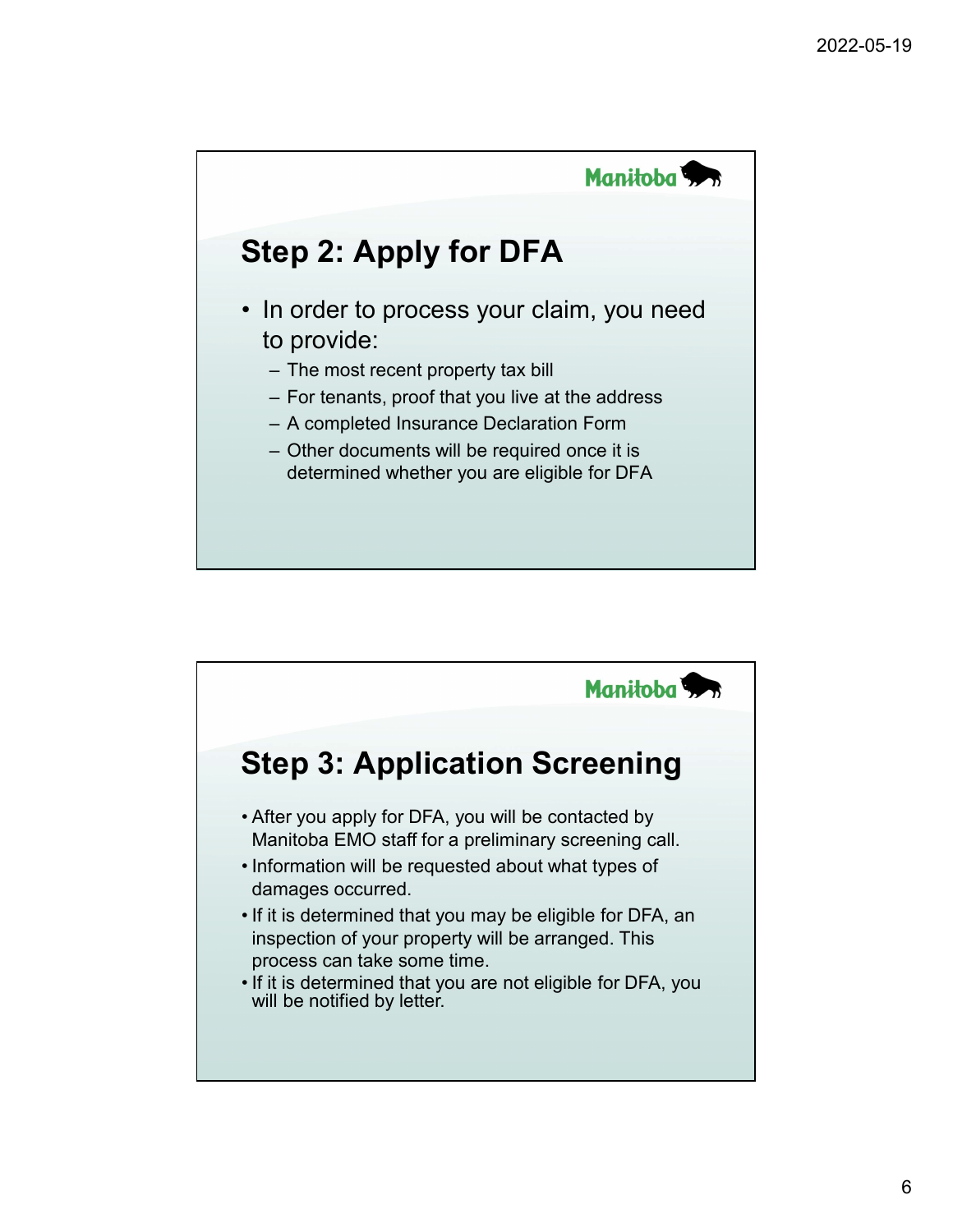## Step 2: Apply for DFA

- In order to process your claim, you need to provide:
  - The most recent property tax bill
  - For tenants, proof that you live at the address
  - A completed Insurance Declaration Form
  - Other documents will be required once it is determined whether you are eligible for DFA

## Step 3: Application Screening

- After you apply for DFA, you will be contacted by Manitoba EMO staff for a preliminary screening call.
- Information will be requested about what types of damages occurred.
- If it is determined that you may be eligible for DFA, an inspection of your property will be arranged. This process can take some time.
- If it is determined that you are not eligible for DFA, you will be notified by letter.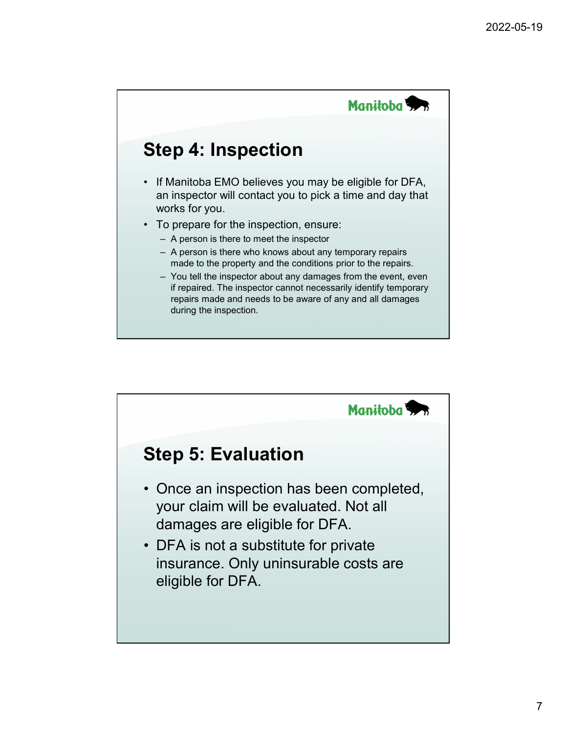## Step 4: Inspection

- If Manitoba EMO believes you may be eligible for DFA, an inspector will contact you to pick a time and day that works for you.
- To prepare for the inspection, ensure:
  - A person is there to meet the inspector
  - A person is there who knows about any temporary repairs made to the property and the conditions prior to the repairs.
  - You tell the inspector about any damages from the event, even if repaired. The inspector cannot necessarily identify temporary repairs made and needs to be aware of any and all damages during the inspection.

## Step 5: Evaluation

- Once an inspection has been completed, your claim will be evaluated. Not all damages are eligible for DFA.
- DFA is not a substitute for private insurance. Only uninsurable costs are eligible for DFA.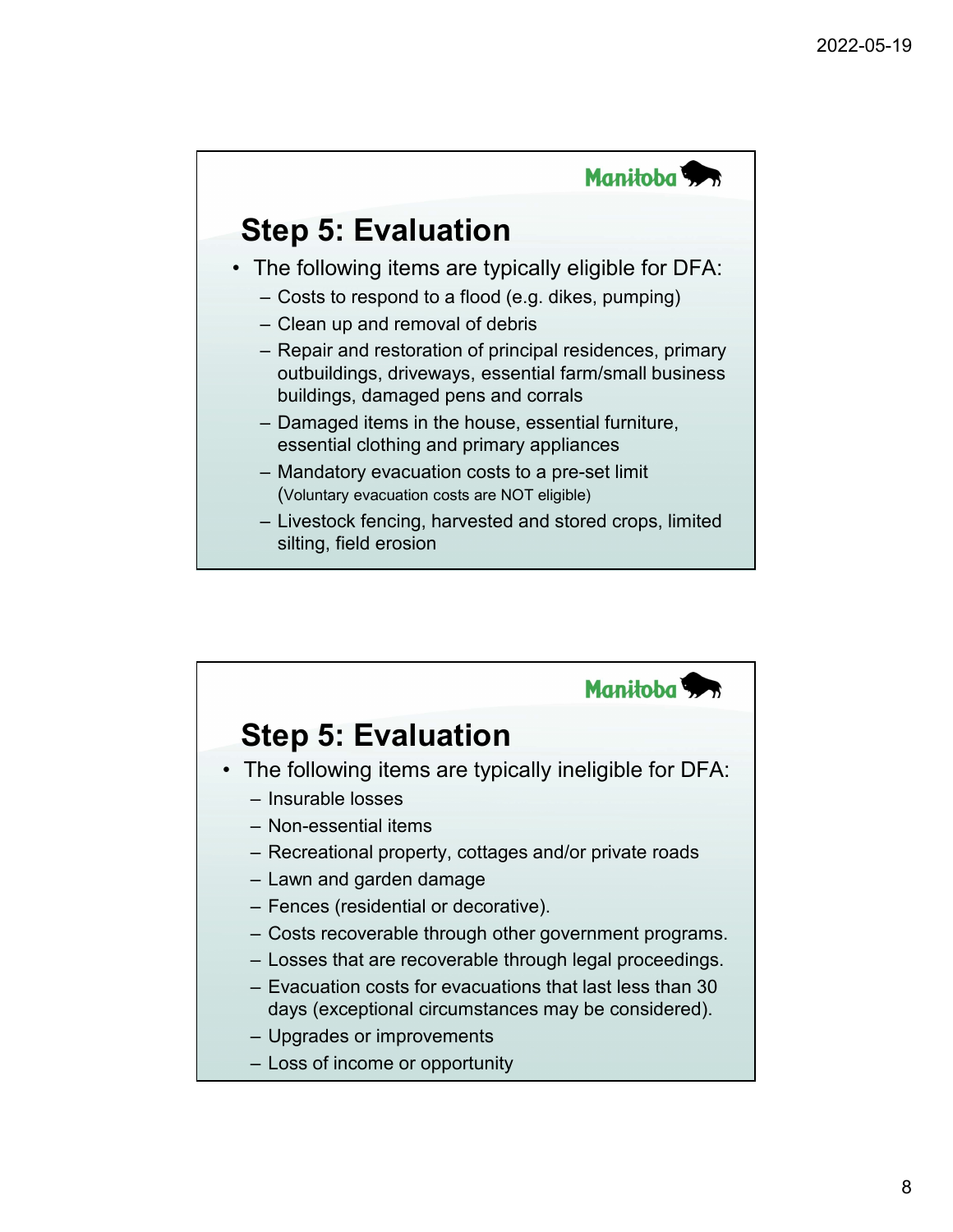## Step 5: Evaluation

- The following items are typically eligible for DFA:
  - Costs to respond to a flood (e.g. dikes, pumping)
  - Clean up and removal of debris
  - Repair and restoration of principal residences, primary outbuildings, driveways, essential farm/small business buildings, damaged pens and corrals
  - Damaged items in the house, essential furniture, essential clothing and primary appliances
  - Mandatory evacuation costs to a pre-set limit (Voluntary evacuation costs are NOT eligible)
  - Livestock fencing, harvested and stored crops, limited silting, field erosion

## Step 5: Evaluation

- The following items are typically ineligible for DFA:
  - Insurable losses
  - Non-essential items
  - Recreational property, cottages and/or private roads
  - Lawn and garden damage
  - Fences (residential or decorative).
  - Costs recoverable through other government programs.
  - Losses that are recoverable through legal proceedings.
  - Evacuation costs for evacuations that last less than 30 days (exceptional circumstances may be considered).
  - Upgrades or improvements
  - Loss of income or opportunity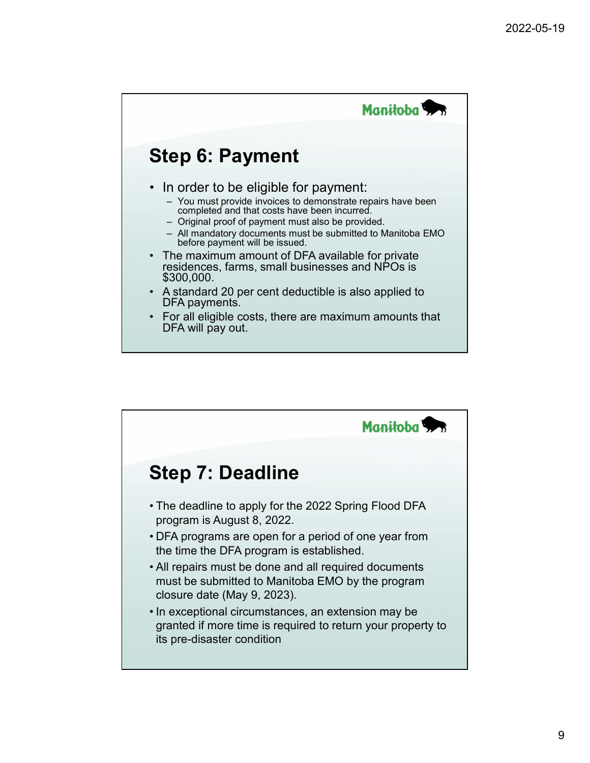## Step 6: Payment

- In order to be eligible for payment:
  - You must provide invoices to demonstrate repairs have been completed and that costs have been incurred.
  - Original proof of payment must also be provided.
  - All mandatory documents must be submitted to Manitoba EMO before payment will be issued.
- The maximum amount of DFA available for private residences, farms, small businesses and NPOs is $300,000.
- A standard 20 per cent deductible is also applied to DFA payments.
- For all eligible costs, there are maximum amounts that DFA will pay out.

## Step 7: Deadline

- The deadline to apply for the 2022 Spring Flood DFA program is August 8, 2022.
- DFA programs are open for a period of one year from the time the DFA program is established.
- All repairs must be done and all required documents must be submitted to Manitoba EMO by the program closure date (May 9, 2023).
- In exceptional circumstances, an extension may be granted if more time is required to return your property to its pre-disaster condition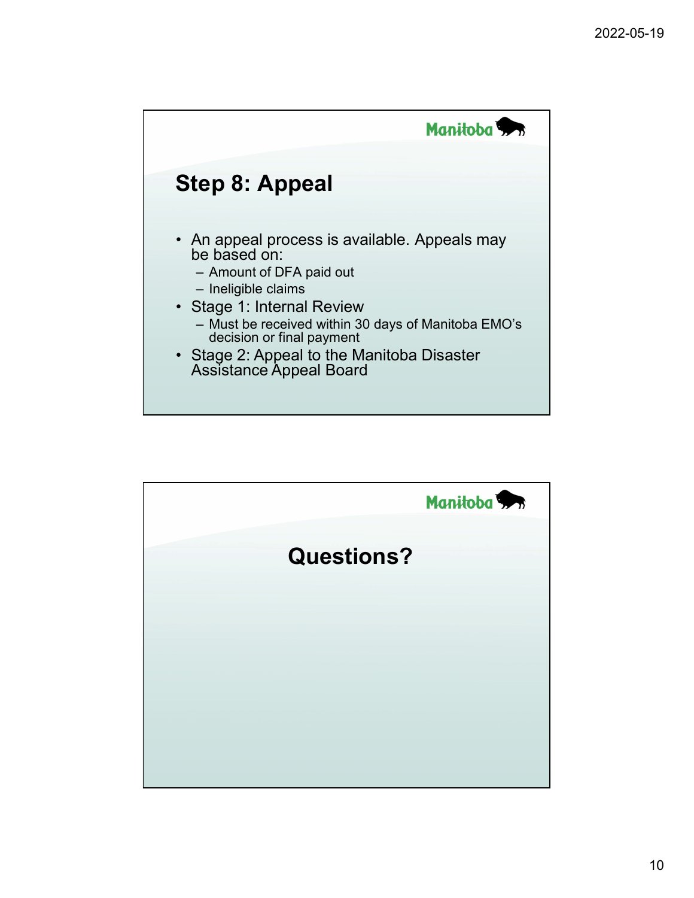## Step 8: Appeal

- An appeal process is available. Appeals may be based on:
  - Amount of DFA paid out
  - Ineligible claims
- Stage 1: Internal Review
  - Must be received within 30 days of Manitoba EMO's decision or final payment
- Stage 2: Appeal to the Manitoba Disaster Assistance Appeal Board

## Questions?